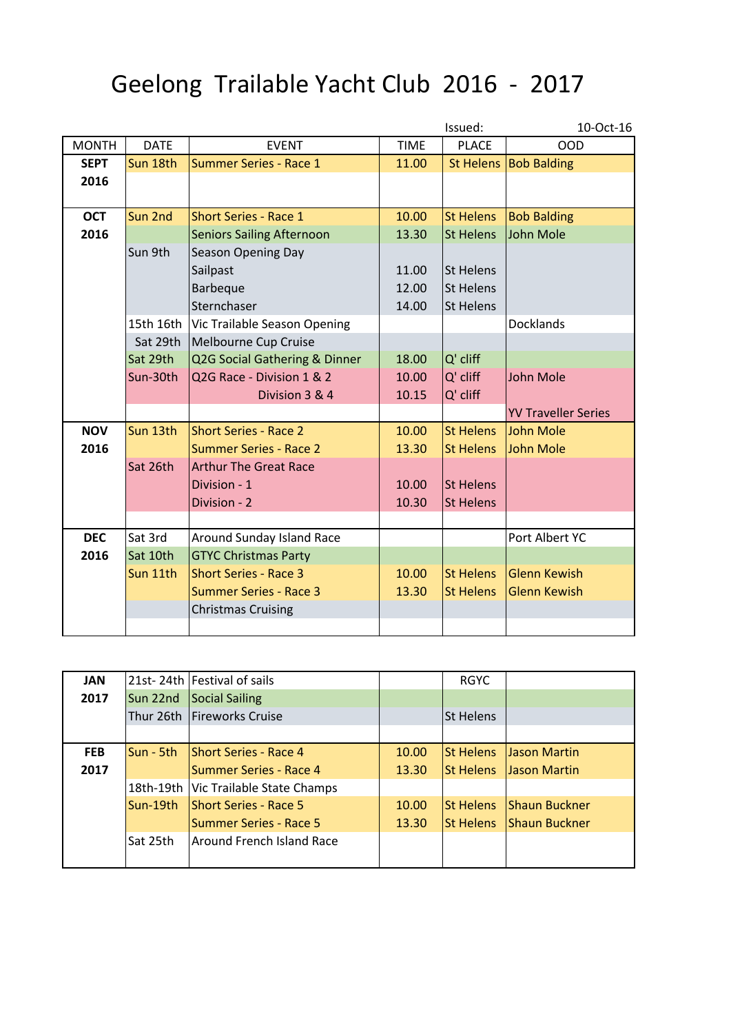# Geelong Trailable Yacht Club 2016 - 2017

Issued: 10-Oct-16

| MONTH | DATE | EVENT | TIME | PLACE | OOD |
|---|---|---|---|---|---|
| **SEPT 2016** | Sun 18th | Summer Series - Race 1 | 11.00 | St Helens | Bob Balding |
| | | | | | |
| **OCT 2016** | Sun 2nd | Short Series - Race 1 | 10.00 | St Helens | Bob Balding |
| | | Seniors Sailing Afternoon | 13.30 | St Helens | John Mole |
| | Sun 9th | Season Opening Day | | | |
| | | Sailpast | 11.00 | St Helens | |
| | | Barbeque | 12.00 | St Helens | |
| | | Sternchaser | 14.00 | St Helens | |
| | 15th 16th | Vic Trailable Season Opening | | | Docklands |
| | Sat 29th | Melbourne Cup Cruise | | | |
| | Sat 29th | Q2G Social Gathering & Dinner | 18.00 | Q' cliff | |
| | Sun-30th | Q2G Race - Division 1 & 2 | 10.00 | Q' cliff | John Mole |
| | | Division 3 & 4 | 10.15 | Q' cliff | |
| | | | | | YV Traveller Series |
| **NOV 2016** | Sun 13th | Short Series - Race 2 | 10.00 | St Helens | John Mole |
| | | Summer Series - Race 2 | 13.30 | St Helens | John Mole |
| | Sat 26th | Arthur The Great Race | | | |
| | | Division - 1 | 10.00 | St Helens | |
| | | Division - 2 | 10.30 | St Helens | |
| | | | | | |
| **DEC 2016** | Sat 3rd | Around Sunday Island Race | | | Port Albert YC |
| | Sat 10th | GTYC Christmas Party | | | |
| | Sun 11th | Short Series - Race 3 | 10.00 | St Helens | Glenn Kewish |
| | | Summer Series - Race 3 | 13.30 | St Helens | Glenn Kewish |
| | | Christmas Cruising | | | |

| MONTH | DATE | EVENT | TIME | PLACE | OOD |
|---|---|---|---|---|---|
| **JAN 2017** | 21st- 24th | Festival of sails | | RGYC | |
| | Sun 22nd | Social Sailing | | | |
| | Thur 26th | Fireworks Cruise | | St Helens | |
| | | | | | |
| **FEB 2017** | Sun - 5th | Short Series - Race 4 | 10.00 | St Helens | Jason Martin |
| | | Summer Series - Race 4 | 13.30 | St Helens | Jason Martin |
| | 18th-19th | Vic Trailable State Champs | | | |
| | Sun-19th | Short Series - Race 5 | 10.00 | St Helens | Shaun Buckner |
| | | Summer Series - Race 5 | 13.30 | St Helens | Shaun Buckner |
| | Sat 25th | Around French Island Race | | | |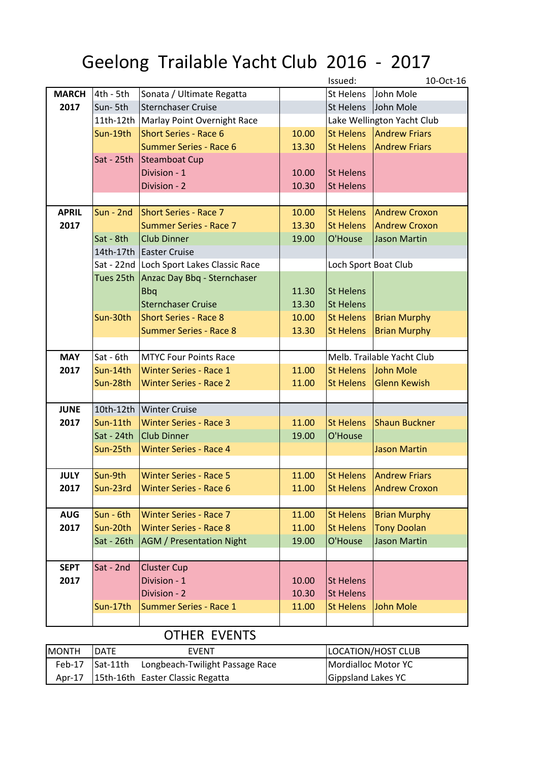# Geelong Trailable Yacht Club 2016 - 2017

Issued: 10-Oct-16

| | | | | | |
|---|---|---|---|---|---|
| **MARCH** | 4th - 5th | Sonata / Ultimate Regatta | | St Helens | John Mole |
| **2017** | Sun- 5th | Sternchaser Cruise | | St Helens | John Mole |
| | 11th-12th | Marlay Point Overnight Race | | Lake Wellington Yacht Club | |
| | Sun-19th | Short Series - Race 6 | 10.00 | St Helens | Andrew Friars |
| | | Summer Series - Race 6 | 13.30 | St Helens | Andrew Friars |
| | Sat - 25th | Steamboat Cup | | | |
| | | Division - 1 | 10.00 | St Helens | |
| | | Division - 2 | 10.30 | St Helens | |
| | | | | | |
| **APRIL** | Sun - 2nd | Short Series - Race 7 | 10.00 | St Helens | Andrew Croxon |
| **2017** | | Summer Series - Race 7 | 13.30 | St Helens | Andrew Croxon |
| | Sat - 8th | Club Dinner | 19.00 | O'House | Jason Martin |
| | 14th-17th | Easter Cruise | | | |
| | Sat - 22nd | Loch Sport Lakes Classic Race | | Loch Sport Boat Club | |
| | Tues 25th | Anzac Day Bbq - Sternchaser | | | |
| | | Bbq | 11.30 | St Helens | |
| | | Sternchaser Cruise | 13.30 | St Helens | |
| | Sun-30th | Short Series - Race 8 | 10.00 | St Helens | Brian Murphy |
| | | Summer Series - Race 8 | 13.30 | St Helens | Brian Murphy |
| | | | | | |
| **MAY** | Sat - 6th | MTYC Four Points Race | | Melb. Trailable Yacht Club | |
| **2017** | Sun-14th | Winter Series - Race 1 | 11.00 | St Helens | John Mole |
| | Sun-28th | Winter Series - Race 2 | 11.00 | St Helens | Glenn Kewish |
| | | | | | |
| **JUNE** | 10th-12th | Winter Cruise | | | |
| **2017** | Sun-11th | Winter Series - Race 3 | 11.00 | St Helens | Shaun Buckner |
| | Sat - 24th | Club Dinner | 19.00 | O'House | |
| | Sun-25th | Winter Series - Race 4 | | | Jason Martin |
| | | | | | |
| **JULY** | Sun-9th | Winter Series - Race 5 | 11.00 | St Helens | Andrew Friars |
| **2017** | Sun-23rd | Winter Series - Race 6 | 11.00 | St Helens | Andrew Croxon |
| | | | | | |
| **AUG** | Sun - 6th | Winter Series - Race 7 | 11.00 | St Helens | Brian Murphy |
| **2017** | Sun-20th | Winter Series - Race 8 | 11.00 | St Helens | Tony Doolan |
| | Sat - 26th | AGM / Presentation Night | 19.00 | O'House | Jason Martin |
| | | | | | |
| **SEPT** | Sat - 2nd | Cluster Cup | | | |
| **2017** | | Division - 1 | 10.00 | St Helens | |
| | | Division - 2 | 10.30 | St Helens | |
| | Sun-17th | Summer Series - Race 1 | 11.00 | St Helens | John Mole |

## OTHER EVENTS

| MONTH | DATE | EVENT | LOCATION/HOST CLUB |
|---|---|---|---|
| Feb-17 | Sat-11th | Longbeach-Twilight Passage Race | Mordialloc Motor YC |
| Apr-17 | 15th-16th | Easter Classic Regatta | Gippsland Lakes YC |